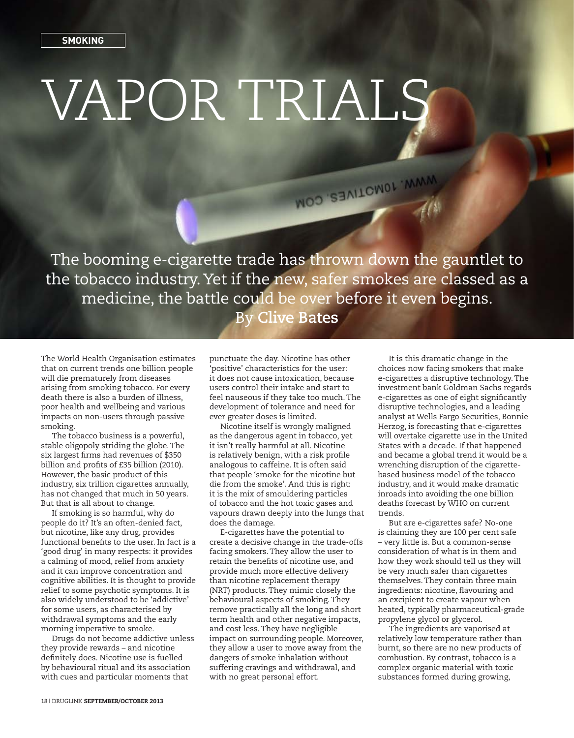SMOKING

# VAPOR TRIALS

The booming e-cigarette trade has thrown down the gauntlet to the tobacco industry. Yet if the new, safer smokes are classed as a medicine, the battle could be over before it even begins.
By **Clive Bates**

The World Health Organisation estimates that on current trends one billion people will die prematurely from diseases arising from smoking tobacco. For every death there is also a burden of illness, poor health and wellbeing and various impacts on non-users through passive smoking.

The tobacco business is a powerful, stable oligopoly striding the globe. The six largest firms had revenues of $350 billion and profits of £35 billion (2010). However, the basic product of this industry, six trillion cigarettes annually, has not changed that much in 50 years. But that is all about to change.

If smoking is so harmful, why do people do it? It's an often-denied fact, but nicotine, like any drug, provides functional benefits to the user. In fact is a 'good drug' in many respects: it provides a calming of mood, relief from anxiety and it can improve concentration and cognitive abilities. It is thought to provide relief to some psychotic symptoms. It is also widely understood to be 'addictive' for some users, as characterised by withdrawal symptoms and the early morning imperative to smoke.

Drugs do not become addictive unless they provide rewards – and nicotine definitely does. Nicotine use is fuelled by behavioural ritual and its association with cues and particular moments that punctuate the day. Nicotine has other 'positive' characteristics for the user: it does not cause intoxication, because users control their intake and start to feel nauseous if they take too much. The development of tolerance and need for ever greater doses is limited.

Nicotine itself is wrongly maligned as the dangerous agent in tobacco, yet it isn't really harmful at all. Nicotine is relatively benign, with a risk profile analogous to caffeine. It is often said that people 'smoke for the nicotine but die from the smoke'. And this is right: it is the mix of smouldering particles of tobacco and the hot toxic gases and vapours drawn deeply into the lungs that does the damage.

E-cigarettes have the potential to create a decisive change in the trade-offs facing smokers. They allow the user to retain the benefits of nicotine use, and provide much more effective delivery than nicotine replacement therapy (NRT) products. They mimic closely the behavioural aspects of smoking. They remove practically all the long and short term health and other negative impacts, and cost less. They have negligible impact on surrounding people. Moreover, they allow a user to move away from the dangers of smoke inhalation without suffering cravings and withdrawal, and with no great personal effort.

It is this dramatic change in the choices now facing smokers that make e-cigarettes a disruptive technology. The investment bank Goldman Sachs regards e-cigarettes as one of eight significantly disruptive technologies, and a leading analyst at Wells Fargo Securities, Bonnie Herzog, is forecasting that e-cigarettes will overtake cigarette use in the United States with a decade. If that happened and became a global trend it would be a wrenching disruption of the cigarette-based business model of the tobacco industry, and it would make dramatic inroads into avoiding the one billion deaths forecast by WHO on current trends.

But are e-cigarettes safe? No-one is claiming they are 100 per cent safe – very little is. But a common-sense consideration of what is in them and how they work should tell us they will be very much safer than cigarettes themselves. They contain three main ingredients: nicotine, flavouring and an excipient to create vapour when heated, typically pharmaceutical-grade propylene glycol or glycerol.

The ingredients are vaporised at relatively low temperature rather than burnt, so there are no new products of combustion. By contrast, tobacco is a complex organic material with toxic substances formed during growing,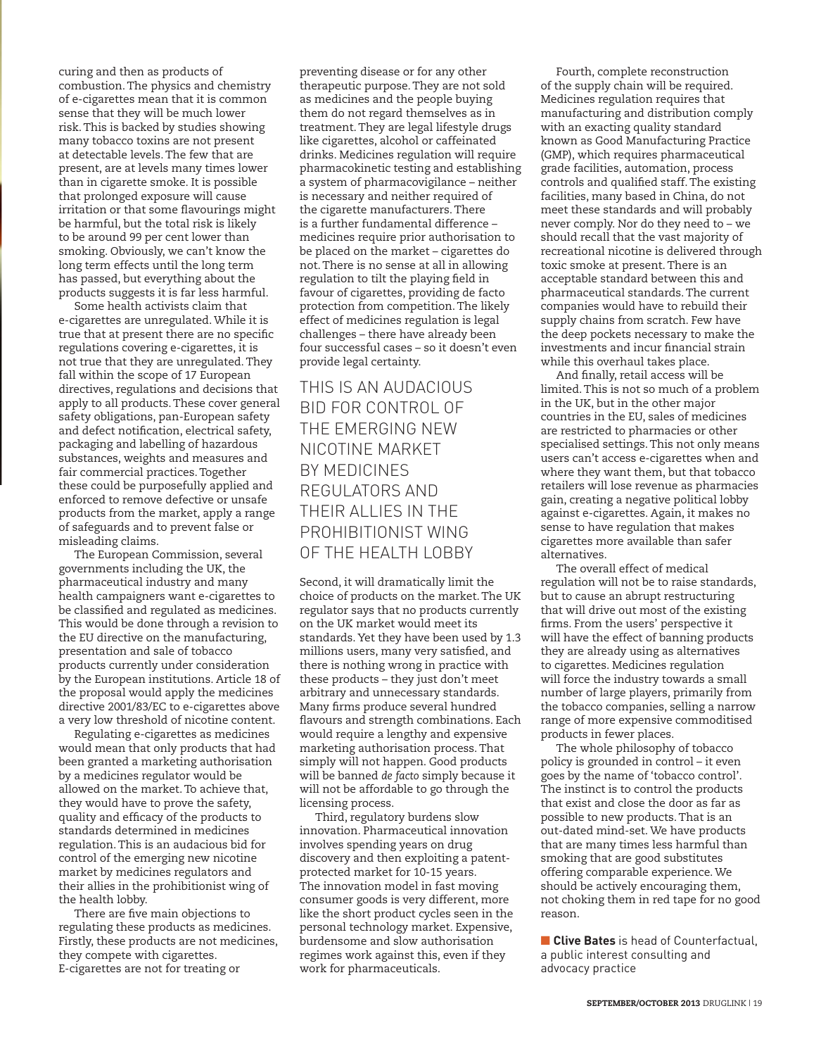curing and then as products of combustion. The physics and chemistry of e-cigarettes mean that it is common sense that they will be much lower risk. This is backed by studies showing many tobacco toxins are not present at detectable levels. The few that are present, are at levels many times lower than in cigarette smoke. It is possible that prolonged exposure will cause irritation or that some flavourings might be harmful, but the total risk is likely to be around 99 per cent lower than smoking. Obviously, we can't know the long term effects until the long term has passed, but everything about the products suggests it is far less harmful.

Some health activists claim that e-cigarettes are unregulated. While it is true that at present there are no specific regulations covering e-cigarettes, it is not true that they are unregulated. They fall within the scope of 17 European directives, regulations and decisions that apply to all products. These cover general safety obligations, pan-European safety and defect notification, electrical safety, packaging and labelling of hazardous substances, weights and measures and fair commercial practices. Together these could be purposefully applied and enforced to remove defective or unsafe products from the market, apply a range of safeguards and to prevent false or misleading claims.

The European Commission, several governments including the UK, the pharmaceutical industry and many health campaigners want e-cigarettes to be classified and regulated as medicines. This would be done through a revision to the EU directive on the manufacturing, presentation and sale of tobacco products currently under consideration by the European institutions. Article 18 of the proposal would apply the medicines directive 2001/83/EC to e-cigarettes above a very low threshold of nicotine content.

Regulating e-cigarettes as medicines would mean that only products that had been granted a marketing authorisation by a medicines regulator would be allowed on the market. To achieve that, they would have to prove the safety, quality and efficacy of the products to standards determined in medicines regulation. This is an audacious bid for control of the emerging new nicotine market by medicines regulators and their allies in the prohibitionist wing of the health lobby.

There are five main objections to regulating these products as medicines. Firstly, these products are not medicines, they compete with cigarettes. E-cigarettes are not for treating or preventing disease or for any other therapeutic purpose. They are not sold as medicines and the people buying them do not regard themselves as in treatment. They are legal lifestyle drugs like cigarettes, alcohol or caffeinated drinks. Medicines regulation will require pharmacokinetic testing and establishing a system of pharmacovigilance – neither is necessary and neither required of the cigarette manufacturers. There is a further fundamental difference – medicines require prior authorisation to be placed on the market – cigarettes do not. There is no sense at all in allowing regulation to tilt the playing field in favour of cigarettes, providing de facto protection from competition. The likely effect of medicines regulation is legal challenges – there have already been four successful cases – so it doesn't even provide legal certainty.

> THIS IS AN AUDACIOUS BID FOR CONTROL OF THE EMERGING NEW NICOTINE MARKET BY MEDICINES REGULATORS AND THEIR ALLIES IN THE PROHIBITIONIST WING OF THE HEALTH LOBBY

Second, it will dramatically limit the choice of products on the market. The UK regulator says that no products currently on the UK market would meet its standards. Yet they have been used by 1.3 millions users, many very satisfied, and there is nothing wrong in practice with these products – they just don't meet arbitrary and unnecessary standards. Many firms produce several hundred flavours and strength combinations. Each would require a lengthy and expensive marketing authorisation process. That simply will not happen. Good products will be banned *de facto* simply because it will not be affordable to go through the licensing process.

Third, regulatory burdens slow innovation. Pharmaceutical innovation involves spending years on drug discovery and then exploiting a patent-protected market for 10-15 years. The innovation model in fast moving consumer goods is very different, more like the short product cycles seen in the personal technology market. Expensive, burdensome and slow authorisation regimes work against this, even if they work for pharmaceuticals.

Fourth, complete reconstruction of the supply chain will be required. Medicines regulation requires that manufacturing and distribution comply with an exacting quality standard known as Good Manufacturing Practice (GMP), which requires pharmaceutical grade facilities, automation, process controls and qualified staff. The existing facilities, many based in China, do not meet these standards and will probably never comply. Nor do they need to – we should recall that the vast majority of recreational nicotine is delivered through toxic smoke at present. There is an acceptable standard between this and pharmaceutical standards. The current companies would have to rebuild their supply chains from scratch. Few have the deep pockets necessary to make the investments and incur financial strain while this overhaul takes place.

And finally, retail access will be limited. This is not so much of a problem in the UK, but in the other major countries in the EU, sales of medicines are restricted to pharmacies or other specialised settings. This not only means users can't access e-cigarettes when and where they want them, but that tobacco retailers will lose revenue as pharmacies gain, creating a negative political lobby against e-cigarettes. Again, it makes no sense to have regulation that makes cigarettes more available than safer alternatives.

The overall effect of medical regulation will not be to raise standards, but to cause an abrupt restructuring that will drive out most of the existing firms. From the users' perspective it will have the effect of banning products they are already using as alternatives to cigarettes. Medicines regulation will force the industry towards a small number of large players, primarily from the tobacco companies, selling a narrow range of more expensive commoditised products in fewer places.

The whole philosophy of tobacco policy is grounded in control – it even goes by the name of 'tobacco control'. The instinct is to control the products that exist and close the door as far as possible to new products. That is an out-dated mind-set. We have products that are many times less harmful than smoking that are good substitutes offering comparable experience. We should be actively encouraging them, not choking them in red tape for no good reason.

**Clive Bates** is head of Counterfactual, a public interest consulting and advocacy practice